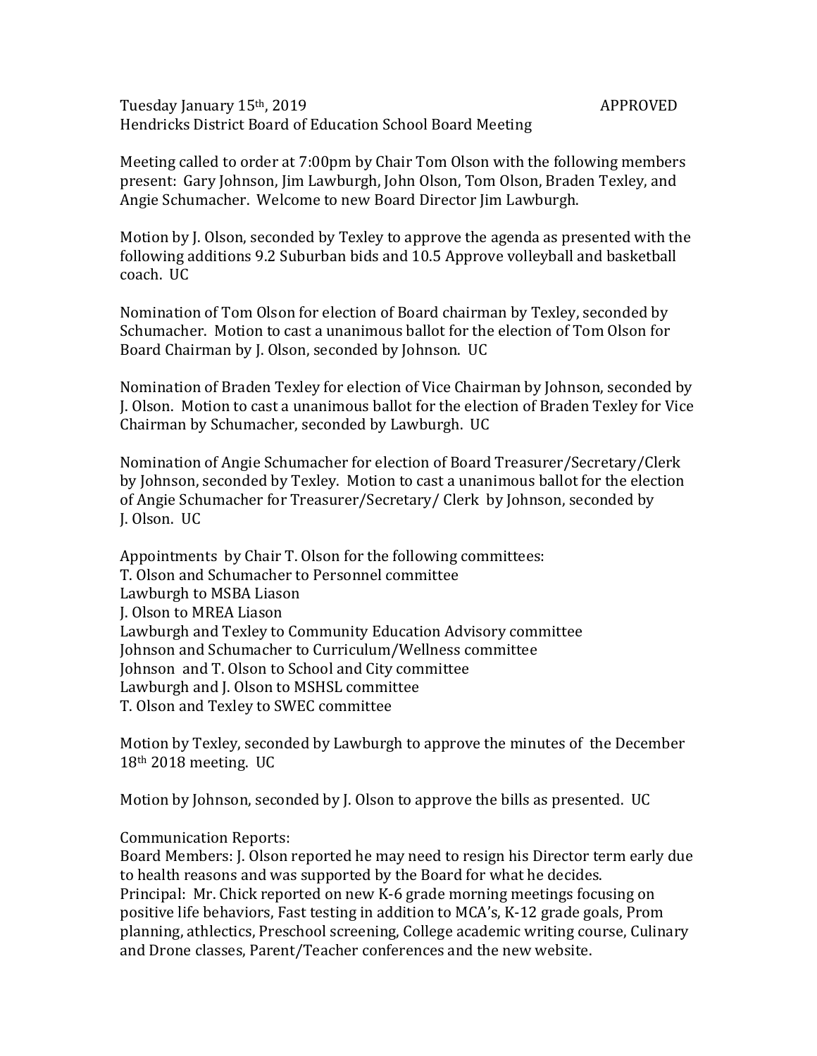Tuesday January 15th, 2019 APPROVED

Hendricks District Board of Education School Board Meeting

Meeting called to order at 7:00pm by Chair Tom Olson with the following members present: Gary Johnson, Jim Lawburgh, John Olson, Tom Olson, Braden Texley, and Angie Schumacher. Welcome to new Board Director Jim Lawburgh.

Motion by J. Olson, seconded by Texley to approve the agenda as presented with the following additions 9.2 Suburban bids and 10.5 Approve volleyball and basketball coach. UC

Nomination of Tom Olson for election of Board chairman by Texley, seconded by Schumacher. Motion to cast a unanimous ballot for the election of Tom Olson for Board Chairman by J. Olson, seconded by Johnson. UC

Nomination of Braden Texley for election of Vice Chairman by Johnson, seconded by J. Olson. Motion to cast a unanimous ballot for the election of Braden Texley for Vice Chairman by Schumacher, seconded by Lawburgh. UC

Nomination of Angie Schumacher for election of Board Treasurer/Secretary/Clerk by Johnson, seconded by Texley. Motion to cast a unanimous ballot for the election of Angie Schumacher for Treasurer/Secretary/ Clerk by Johnson, seconded by J. Olson. UC

Appointments by Chair T. Olson for the following committees:
T. Olson and Schumacher to Personnel committee
Lawburgh to MSBA Liason
J. Olson to MREA Liason
Lawburgh and Texley to Community Education Advisory committee
Johnson and Schumacher to Curriculum/Wellness committee
Johnson and T. Olson to School and City committee
Lawburgh and J. Olson to MSHSL committee
T. Olson and Texley to SWEC committee

Motion by Texley, seconded by Lawburgh to approve the minutes of the December 18th 2018 meeting. UC

Motion by Johnson, seconded by J. Olson to approve the bills as presented. UC

Communication Reports:
Board Members: J. Olson reported he may need to resign his Director term early due to health reasons and was supported by the Board for what he decides.
Principal: Mr. Chick reported on new K-6 grade morning meetings focusing on positive life behaviors, Fast testing in addition to MCA's, K-12 grade goals, Prom planning, athlectics, Preschool screening, College academic writing course, Culinary and Drone classes, Parent/Teacher conferences and the new website.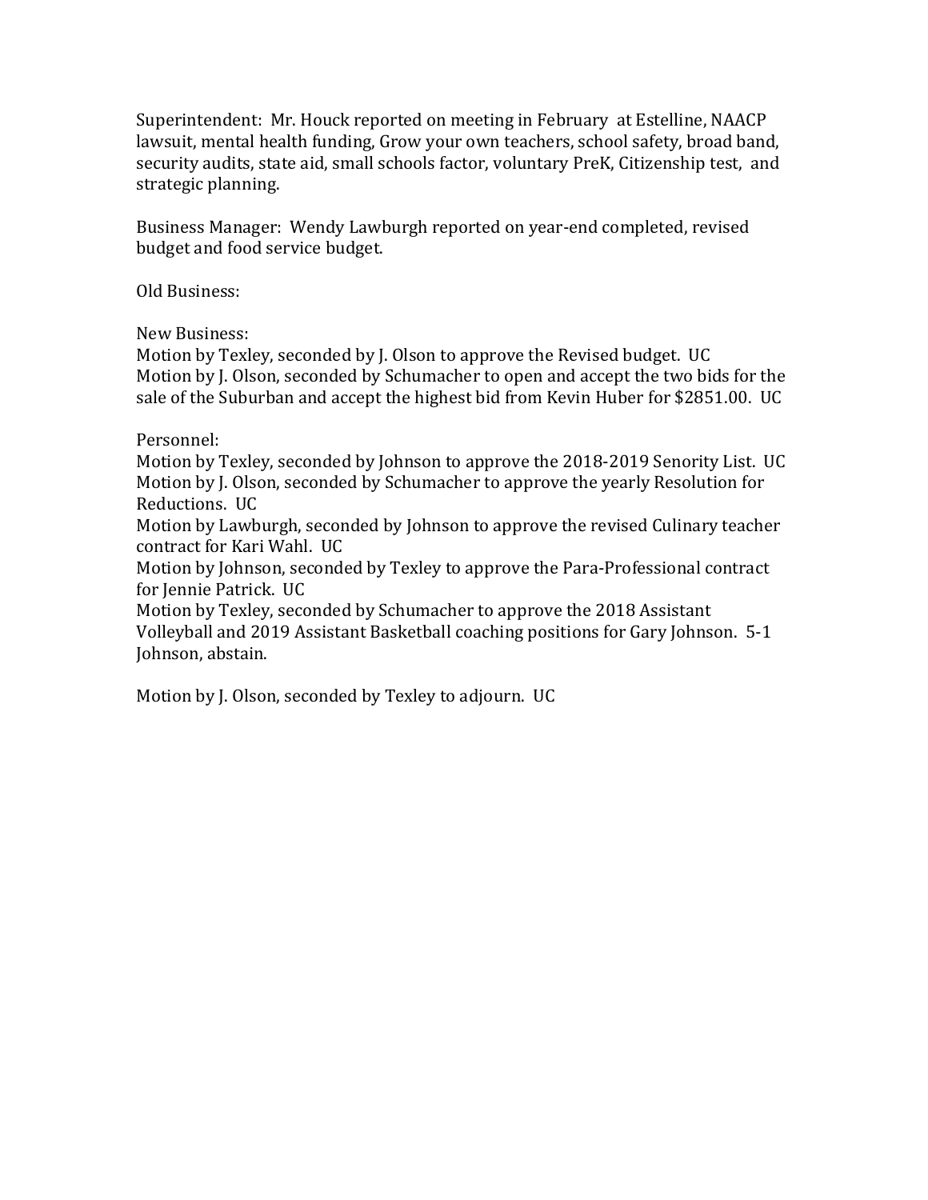Superintendent: Mr. Houck reported on meeting in February at Estelline, NAACP lawsuit, mental health funding, Grow your own teachers, school safety, broad band, security audits, state aid, small schools factor, voluntary PreK, Citizenship test, and strategic planning.

Business Manager: Wendy Lawburgh reported on year-end completed, revised budget and food service budget.

Old Business:

New Business:
Motion by Texley, seconded by J. Olson to approve the Revised budget. UC
Motion by J. Olson, seconded by Schumacher to open and accept the two bids for the sale of the Suburban and accept the highest bid from Kevin Huber for $2851.00. UC

Personnel:
Motion by Texley, seconded by Johnson to approve the 2018-2019 Senority List. UC
Motion by J. Olson, seconded by Schumacher to approve the yearly Resolution for Reductions. UC
Motion by Lawburgh, seconded by Johnson to approve the revised Culinary teacher contract for Kari Wahl. UC
Motion by Johnson, seconded by Texley to approve the Para-Professional contract for Jennie Patrick. UC
Motion by Texley, seconded by Schumacher to approve the 2018 Assistant Volleyball and 2019 Assistant Basketball coaching positions for Gary Johnson. 5-1 Johnson, abstain.

Motion by J. Olson, seconded by Texley to adjourn. UC